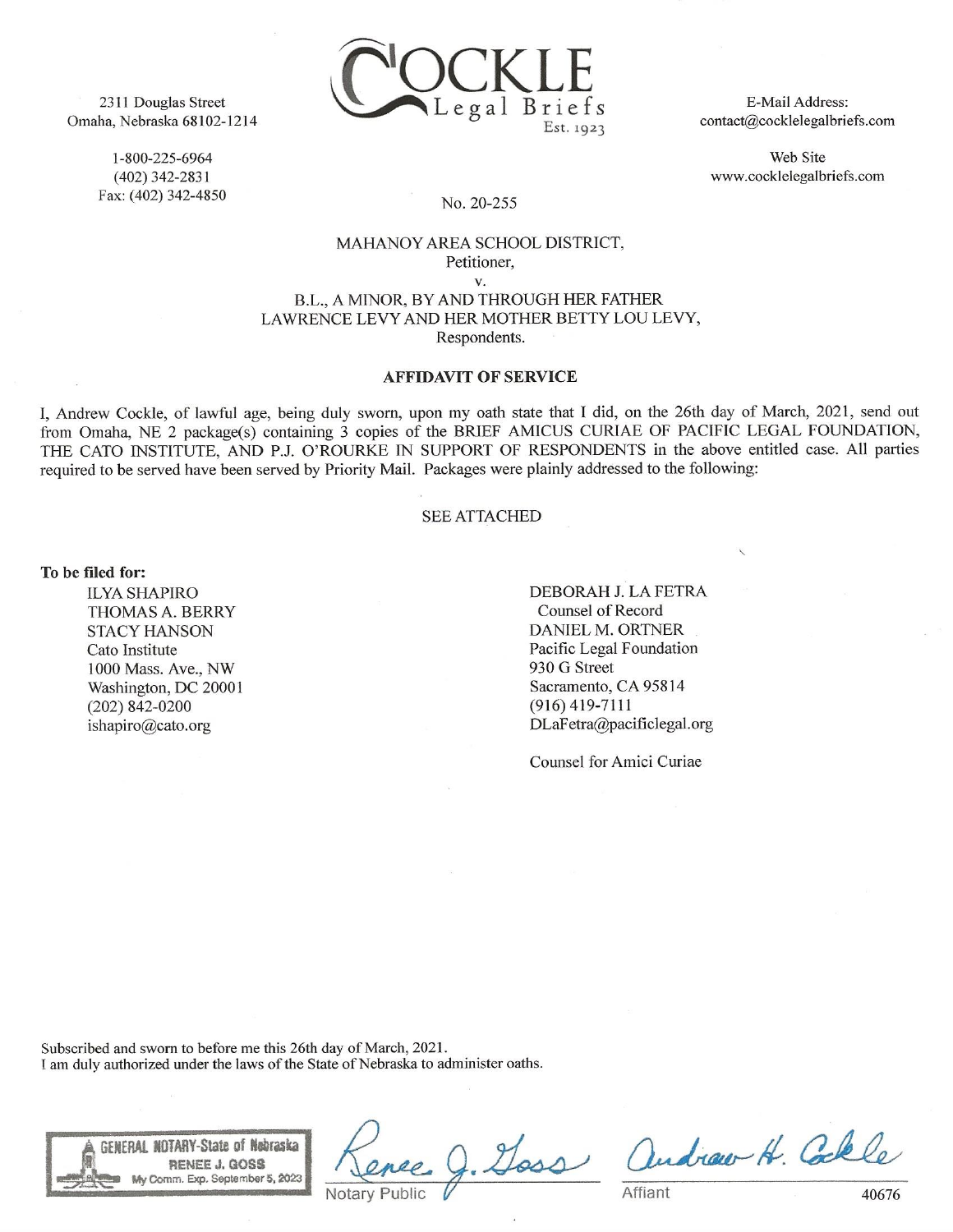2311 Douglas Street
Omaha, Nebraska 68102-1214

1-800-225-6964
(402) 342-2831
Fax: (402) 342-4850

COCKLE
Legal Briefs
Est. 1923

E-Mail Address:
contact@cocklelegalbriefs.com

Web Site
www.cocklelegalbriefs.com

No. 20-255

MAHANOY AREA SCHOOL DISTRICT,
Petitioner,
v.
B.L., A MINOR, BY AND THROUGH HER FATHER
LAWRENCE LEVY AND HER MOTHER BETTY LOU LEVY,
Respondents.

**AFFIDAVIT OF SERVICE**

I, Andrew Cockle, of lawful age, being duly sworn, upon my oath state that I did, on the 26th day of March, 2021, send out from Omaha, NE 2 package(s) containing 3 copies of the BRIEF AMICUS CURIAE OF PACIFIC LEGAL FOUNDATION, THE CATO INSTITUTE, AND P.J. O'ROURKE IN SUPPORT OF RESPONDENTS in the above entitled case. All parties required to be served have been served by Priority Mail. Packages were plainly addressed to the following:

SEE ATTACHED

**To be filed for:**

ILYA SHAPIRO
THOMAS A. BERRY
STACY HANSON
Cato Institute
1000 Mass. Ave., NW
Washington, DC 20001
(202) 842-0200
ishapiro@cato.org

DEBORAH J. LA FETRA
Counsel of Record
DANIEL M. ORTNER
Pacific Legal Foundation
930 G Street
Sacramento, CA 95814
(916) 419-7111
DLaFetra@pacificlegal.org

Counsel for Amici Curiae

Subscribed and sworn to before me this 26th day of March, 2021.
I am duly authorized under the laws of the State of Nebraska to administer oaths.

GENERAL NOTARY-State of Nebraska
RENEE J. GOSS
My Comm. Exp. September 5, 2023

Renee J. Goss
Notary Public

Andrew H. Cockle
Affiant

40676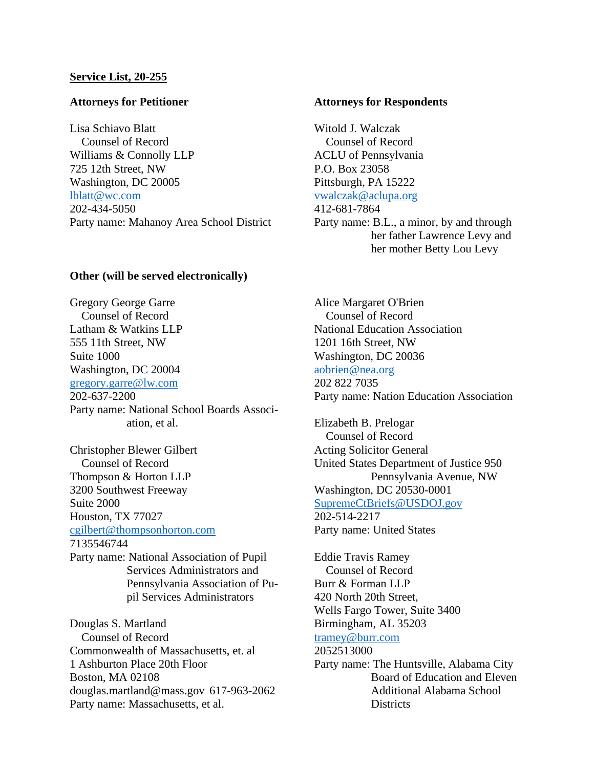**Service List, 20-255**

**Attorneys for Petitioner**

Lisa Schiavo Blatt
Counsel of Record
Williams & Connolly LLP
725 12th Street, NW
Washington, DC 20005
lblatt@wc.com
202-434-5050
Party name: Mahanoy Area School District

**Attorneys for Respondents**

Witold J. Walczak
Counsel of Record
ACLU of Pennsylvania
P.O. Box 23058
Pittsburgh, PA 15222
vwalczak@aclupa.org
412-681-7864
Party name: B.L., a minor, by and through her father Lawrence Levy and her mother Betty Lou Levy

**Other (will be served electronically)**

Gregory George Garre
Counsel of Record
Latham & Watkins LLP
555 11th Street, NW
Suite 1000
Washington, DC 20004
gregory.garre@lw.com
202-637-2200
Party name: National School Boards Association, et al.

Christopher Blewer Gilbert
Counsel of Record
Thompson & Horton LLP
3200 Southwest Freeway
Suite 2000
Houston, TX 77027
cgilbert@thompsonhorton.com
7135546744
Party name: National Association of Pupil Services Administrators and Pennsylvania Association of Pupil Services Administrators

Douglas S. Martland
Counsel of Record
Commonwealth of Massachusetts, et. al
1 Ashburton Place 20th Floor
Boston, MA 02108
douglas.martland@mass.gov 617-963-2062
Party name: Massachusetts, et al.

Alice Margaret O'Brien
Counsel of Record
National Education Association
1201 16th Street, NW
Washington, DC 20036
aobrien@nea.org
202 822 7035
Party name: Nation Education Association

Elizabeth B. Prelogar
Counsel of Record
Acting Solicitor General
United States Department of Justice 950 Pennsylvania Avenue, NW
Washington, DC 20530-0001
SupremeCtBriefs@USDOJ.gov
202-514-2217
Party name: United States

Eddie Travis Ramey
Counsel of Record
Burr & Forman LLP
420 North 20th Street,
Wells Fargo Tower, Suite 3400
Birmingham, AL 35203
tramey@burr.com
2052513000
Party name: The Huntsville, Alabama City Board of Education and Eleven Additional Alabama School Districts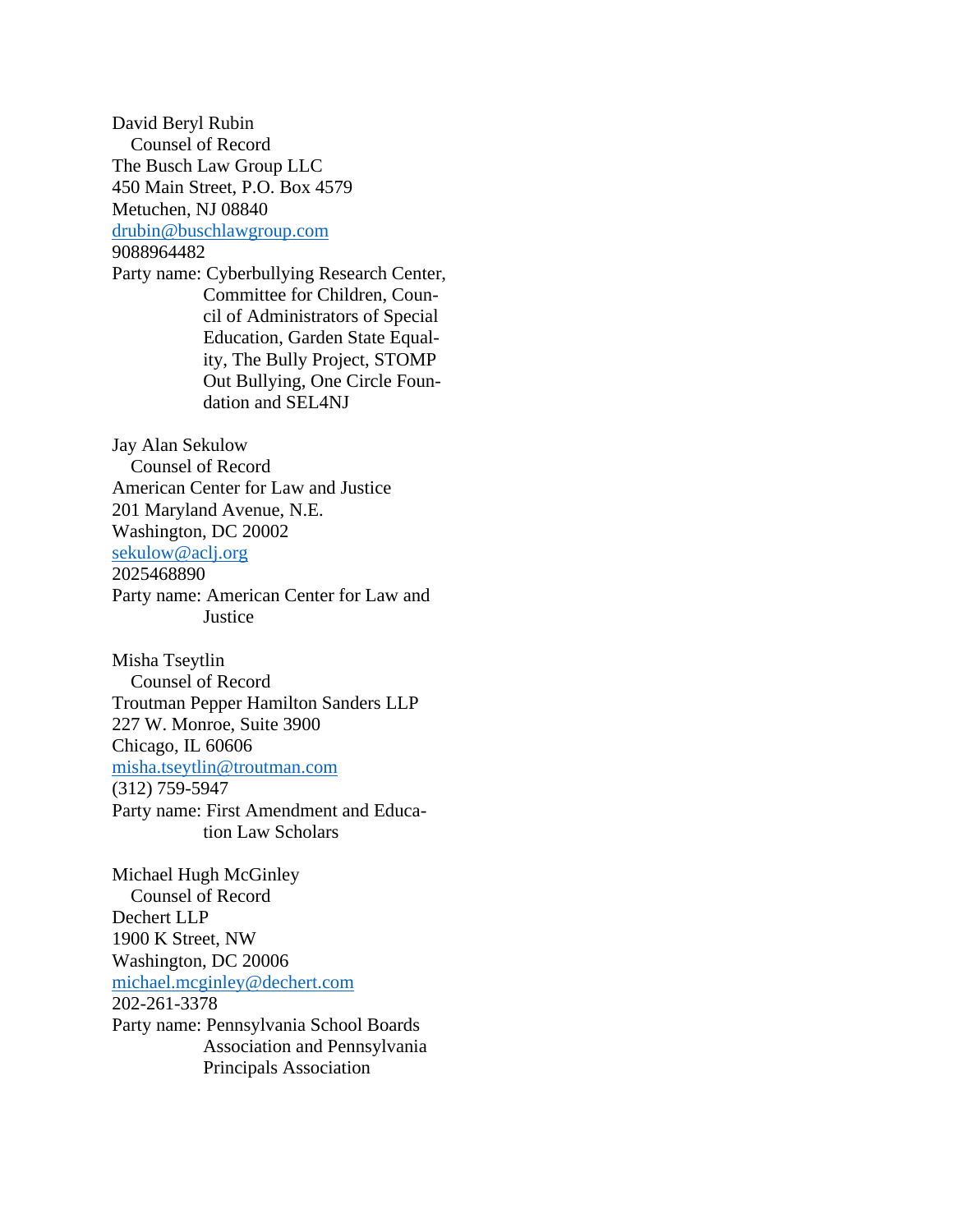David Beryl Rubin
Counsel of Record
The Busch Law Group LLC
450 Main Street, P.O. Box 4579
Metuchen, NJ 08840
drubin@buschlawgroup.com
9088964482
Party name: Cyberbullying Research Center, Committee for Children, Council of Administrators of Special Education, Garden State Equality, The Bully Project, STOMP Out Bullying, One Circle Foundation and SEL4NJ

Jay Alan Sekulow
Counsel of Record
American Center for Law and Justice
201 Maryland Avenue, N.E.
Washington, DC 20002
sekulow@aclj.org
2025468890
Party name: American Center for Law and Justice

Misha Tseytlin
Counsel of Record
Troutman Pepper Hamilton Sanders LLP
227 W. Monroe, Suite 3900
Chicago, IL 60606
misha.tseytlin@troutman.com
(312) 759-5947
Party name: First Amendment and Education Law Scholars

Michael Hugh McGinley
Counsel of Record
Dechert LLP
1900 K Street, NW
Washington, DC 20006
michael.mcginley@dechert.com
202-261-3378
Party name: Pennsylvania School Boards Association and Pennsylvania Principals Association